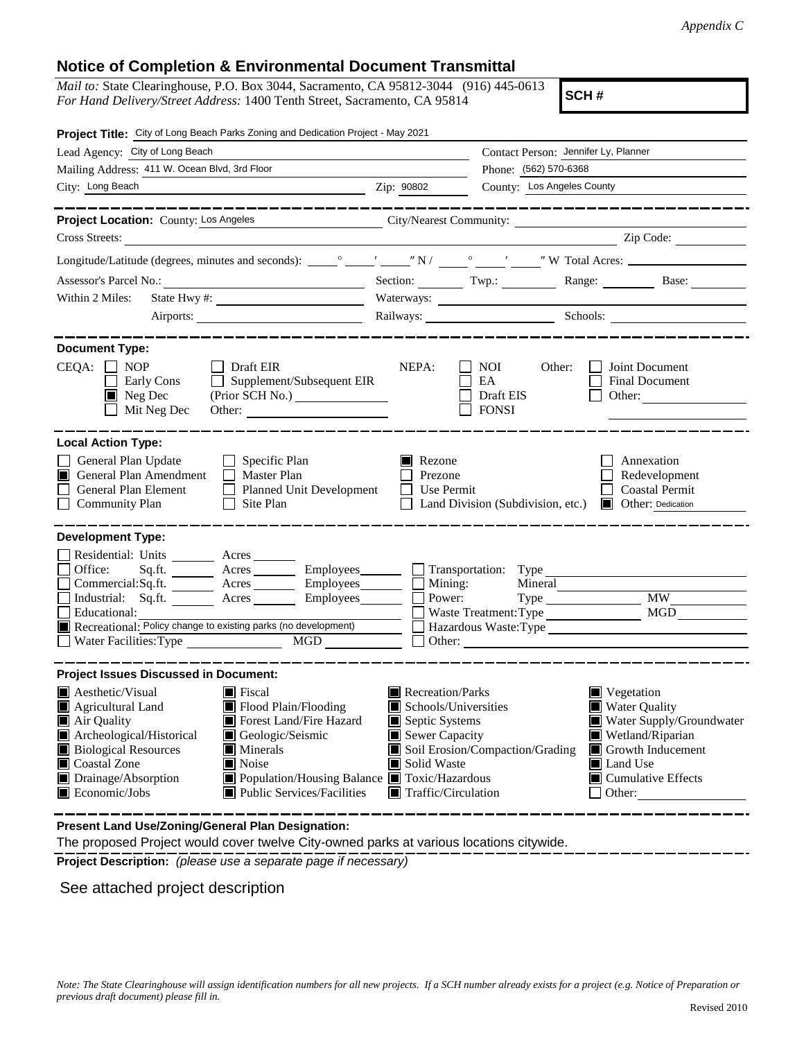*Appendix C*

## Notice of Completion & Environmental Document Transmittal

*Mail to:* State Clearinghouse, P.O. Box 3044, Sacramento, CA 95812-3044 (916) 445-0613
*For Hand Delivery/Street Address:* 1400 Tenth Street, Sacramento, CA 95814

**SCH #**

**Project Title:** City of Long Beach Parks Zoning and Dedication Project - May 2021

Lead Agency: City of Long Beach
Contact Person: Jennifer Ly, Planner
Mailing Address: 411 W. Ocean Blvd, 3rd Floor
Phone: (562) 570-6368
City: Long Beach
Zip: 90802
County: Los Angeles County

---

**Project Location:** County: Los Angeles City/Nearest Community:
Cross Streets: Zip Code:
Longitude/Latitude (degrees, minutes and seconds): ° ′ ″ N / ° ′ ″ W Total Acres:
Assessor's Parcel No.: Section: Twp.: Range: Base:
Within 2 Miles: State Hwy #: Waterways:
Airports: Railways: Schools:

---

**Document Type:**

CEQA:
- ☐ NOP
- ☐ Early Cons
- ☒ Neg Dec
- ☐ Mit Neg Dec
- ☐ Draft EIR
- ☐ Supplement/Subsequent EIR (Prior SCH No.)
- Other:

NEPA:
- ☐ NOI
- ☐ EA
- ☐ Draft EIS
- ☐ FONSI

Other:
- ☐ Joint Document
- ☐ Final Document
- ☐ Other:

---

**Local Action Type:**

- ☐ General Plan Update
- ☒ General Plan Amendment
- ☐ General Plan Element
- ☐ Community Plan
- ☐ Specific Plan
- ☐ Master Plan
- ☐ Planned Unit Development
- ☐ Site Plan
- ☒ Rezone
- ☐ Prezone
- ☐ Use Permit
- ☐ Land Division (Subdivision, etc.)
- ☐ Annexation
- ☐ Redevelopment
- ☐ Coastal Permit
- ☒ Other: Dedication

---

**Development Type:**

- ☐ Residential: Units Acres
- ☐ Office: Sq.ft. Acres Employees
- ☐ Commercial: Sq.ft. Acres Employees
- ☐ Industrial: Sq.ft. Acres Employees
- ☐ Educational:
- ☒ Recreational: Policy change to existing parks (no development)
- ☐ Water Facilities: Type MGD
- ☐ Transportation: Type
- ☐ Mining: Mineral
- ☐ Power: Type MW
- ☐ Waste Treatment: Type MGD
- ☐ Hazardous Waste: Type
- ☐ Other:

---

**Project Issues Discussed in Document:**

- ☒ Aesthetic/Visual
- ☒ Agricultural Land
- ☒ Air Quality
- ☒ Archeological/Historical
- ☒ Biological Resources
- ☒ Coastal Zone
- ☒ Drainage/Absorption
- ☒ Economic/Jobs
- ☒ Fiscal
- ☒ Flood Plain/Flooding
- ☒ Forest Land/Fire Hazard
- ☒ Geologic/Seismic
- ☒ Minerals
- ☒ Noise
- ☒ Population/Housing Balance
- ☒ Public Services/Facilities
- ☒ Recreation/Parks
- ☒ Schools/Universities
- ☒ Septic Systems
- ☒ Sewer Capacity
- ☒ Soil Erosion/Compaction/Grading
- ☒ Solid Waste
- ☒ Toxic/Hazardous
- ☒ Traffic/Circulation
- ☒ Vegetation
- ☒ Water Quality
- ☒ Water Supply/Groundwater
- ☒ Wetland/Riparian
- ☒ Growth Inducement
- ☒ Land Use
- ☒ Cumulative Effects
- ☐ Other:

---

**Present Land Use/Zoning/General Plan Designation:**

The proposed Project would cover twelve City-owned parks at various locations citywide.

**Project Description:** *(please use a separate page if necessary)*

See attached project description

*Note: The State Clearinghouse will assign identification numbers for all new projects. If a SCH number already exists for a project (e.g. Notice of Preparation or previous draft document) please fill in.*

Revised 2010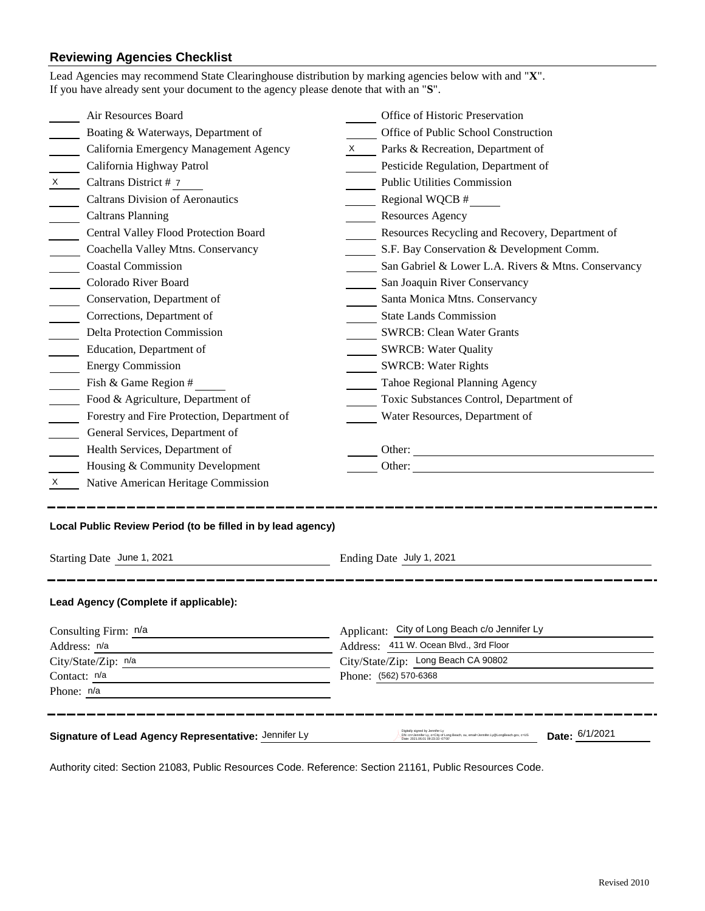## Reviewing Agencies Checklist

Lead Agencies may recommend State Clearinghouse distribution by marking agencies below with and "**X**".
If you have already sent your document to the agency please denote that with an "**S**".

| | | | |
|---|---|---|---|
| ____ | Air Resources Board | ____ | Office of Historic Preservation |
| ____ | Boating & Waterways, Department of | ____ | Office of Public School Construction |
| ____ | California Emergency Management Agency | X | Parks & Recreation, Department of |
| ____ | California Highway Patrol | ____ | Pesticide Regulation, Department of |
| X | Caltrans District # 7 | ____ | Public Utilities Commission |
| ____ | Caltrans Division of Aeronautics | ____ | Regional WQCB # ____ |
| ____ | Caltrans Planning | ____ | Resources Agency |
| ____ | Central Valley Flood Protection Board | ____ | Resources Recycling and Recovery, Department of |
| ____ | Coachella Valley Mtns. Conservancy | ____ | S.F. Bay Conservation & Development Comm. |
| ____ | Coastal Commission | ____ | San Gabriel & Lower L.A. Rivers & Mtns. Conservancy |
| ____ | Colorado River Board | ____ | San Joaquin River Conservancy |
| ____ | Conservation, Department of | ____ | Santa Monica Mtns. Conservancy |
| ____ | Corrections, Department of | ____ | State Lands Commission |
| ____ | Delta Protection Commission | ____ | SWRCB: Clean Water Grants |
| ____ | Education, Department of | ____ | SWRCB: Water Quality |
| ____ | Energy Commission | ____ | SWRCB: Water Rights |
| ____ | Fish & Game Region # ____ | ____ | Tahoe Regional Planning Agency |
| ____ | Food & Agriculture, Department of | ____ | Toxic Substances Control, Department of |
| ____ | Forestry and Fire Protection, Department of | ____ | Water Resources, Department of |
| ____ | General Services, Department of | | |
| ____ | Health Services, Department of | ____ | Other: |
| ____ | Housing & Community Development | ____ | Other: |
| X | Native American Heritage Commission | | |

---

**Local Public Review Period (to be filled in by lead agency)**

Starting Date June 1, 2021 Ending Date July 1, 2021

---

**Lead Agency (Complete if applicable):**

| | |
|---|---|
| Consulting Firm: n/a | Applicant: City of Long Beach c/o Jennifer Ly |
| Address: n/a | Address: 411 W. Ocean Blvd., 3rd Floor |
| City/State/Zip: n/a | City/State/Zip: Long Beach CA 90802 |
| Contact: n/a | Phone: (562) 570-6368 |
| Phone: n/a | |

---

**Signature of Lead Agency Representative:** Jennifer Ly Digitally signed by Jennifer Ly DN: cn=Jennifer Ly, o=City of Long Beach, ou, email=Jennifer.Ly@LongBeach.gov, c=US Date: 2021.06.01 09:23:33 -07'00' **Date:** 6/1/2021

Authority cited: Section 21083, Public Resources Code. Reference: Section 21161, Public Resources Code.

Revised 2010